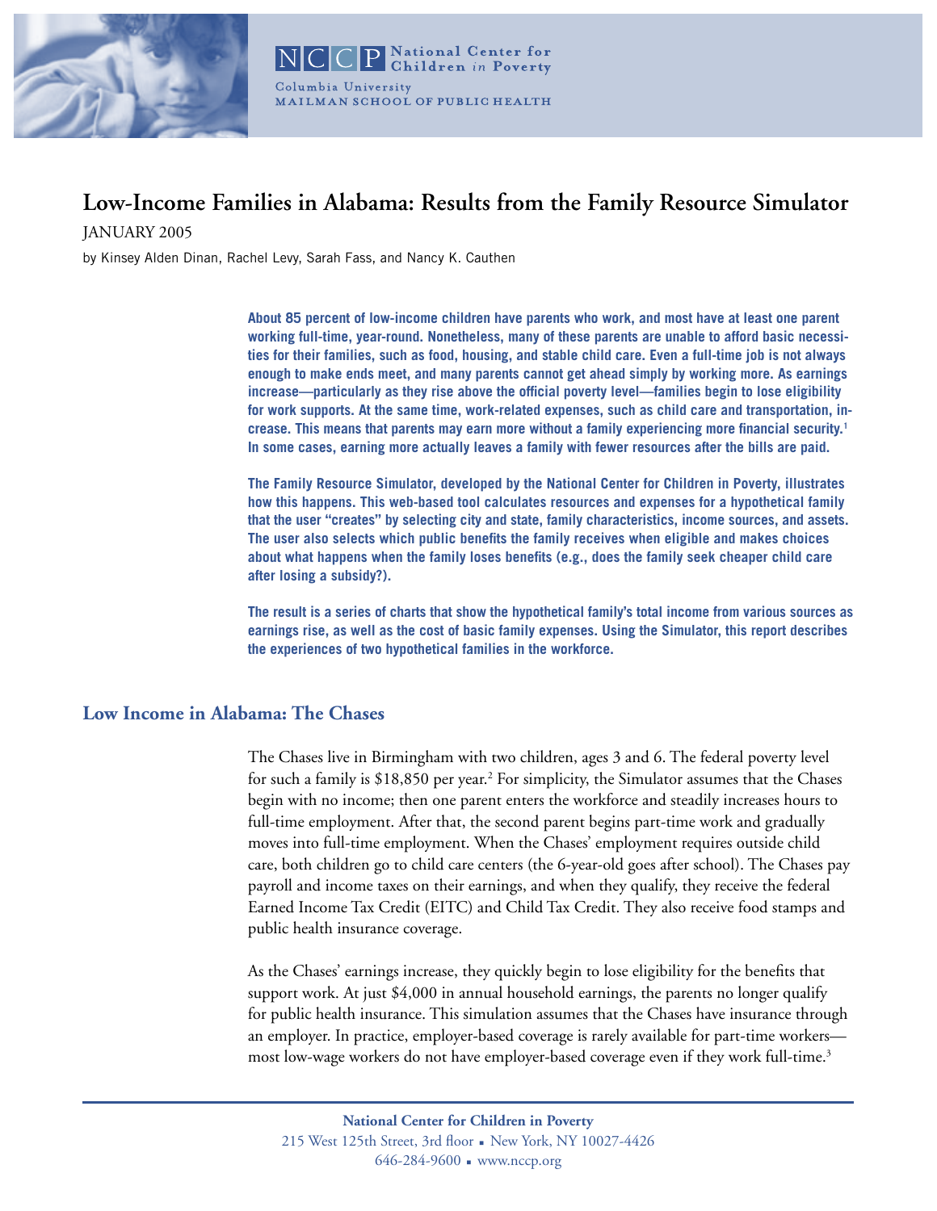National Center for Children *in* Poverty

Columbia University
MAILMAN SCHOOL OF PUBLIC HEALTH

# Low-Income Families in Alabama: Results from the Family Resource Simulator

JANUARY 2005

by Kinsey Alden Dinan, Rachel Levy, Sarah Fass, and Nancy K. Cauthen

**About 85 percent of low-income children have parents who work, and most have at least one parent working full-time, year-round. Nonetheless, many of these parents are unable to afford basic necessities for their families, such as food, housing, and stable child care. Even a full-time job is not always enough to make ends meet, and many parents cannot get ahead simply by working more. As earnings increase—particularly as they rise above the official poverty level—families begin to lose eligibility for work supports. At the same time, work-related expenses, such as child care and transportation, increase. This means that parents may earn more without a family experiencing more financial security.[1] In some cases, earning more actually leaves a family with fewer resources after the bills are paid.**

**The Family Resource Simulator, developed by the National Center for Children in Poverty, illustrates how this happens. This web-based tool calculates resources and expenses for a hypothetical family that the user "creates" by selecting city and state, family characteristics, income sources, and assets. The user also selects which public benefits the family receives when eligible and makes choices about what happens when the family loses benefits (e.g., does the family seek cheaper child care after losing a subsidy?).**

**The result is a series of charts that show the hypothetical family's total income from various sources as earnings rise, as well as the cost of basic family expenses. Using the Simulator, this report describes the experiences of two hypothetical families in the workforce.**

## Low Income in Alabama: The Chases

The Chases live in Birmingham with two children, ages 3 and 6. The federal poverty level for such a family is $18,850 per year.[2] For simplicity, the Simulator assumes that the Chases begin with no income; then one parent enters the workforce and steadily increases hours to full-time employment. After that, the second parent begins part-time work and gradually moves into full-time employment. When the Chases' employment requires outside child care, both children go to child care centers (the 6-year-old goes after school). The Chases pay payroll and income taxes on their earnings, and when they qualify, they receive the federal Earned Income Tax Credit (EITC) and Child Tax Credit. They also receive food stamps and public health insurance coverage.

As the Chases' earnings increase, they quickly begin to lose eligibility for the benefits that support work. At just $4,000 in annual household earnings, the parents no longer qualify for public health insurance. This simulation assumes that the Chases have insurance through an employer. In practice, employer-based coverage is rarely available for part-time workers—most low-wage workers do not have employer-based coverage even if they work full-time.[3]

National Center for Children in Poverty
215 West 125th Street, 3rd floor ▪ New York, NY 10027-4426
646-284-9600 ▪ www.nccp.org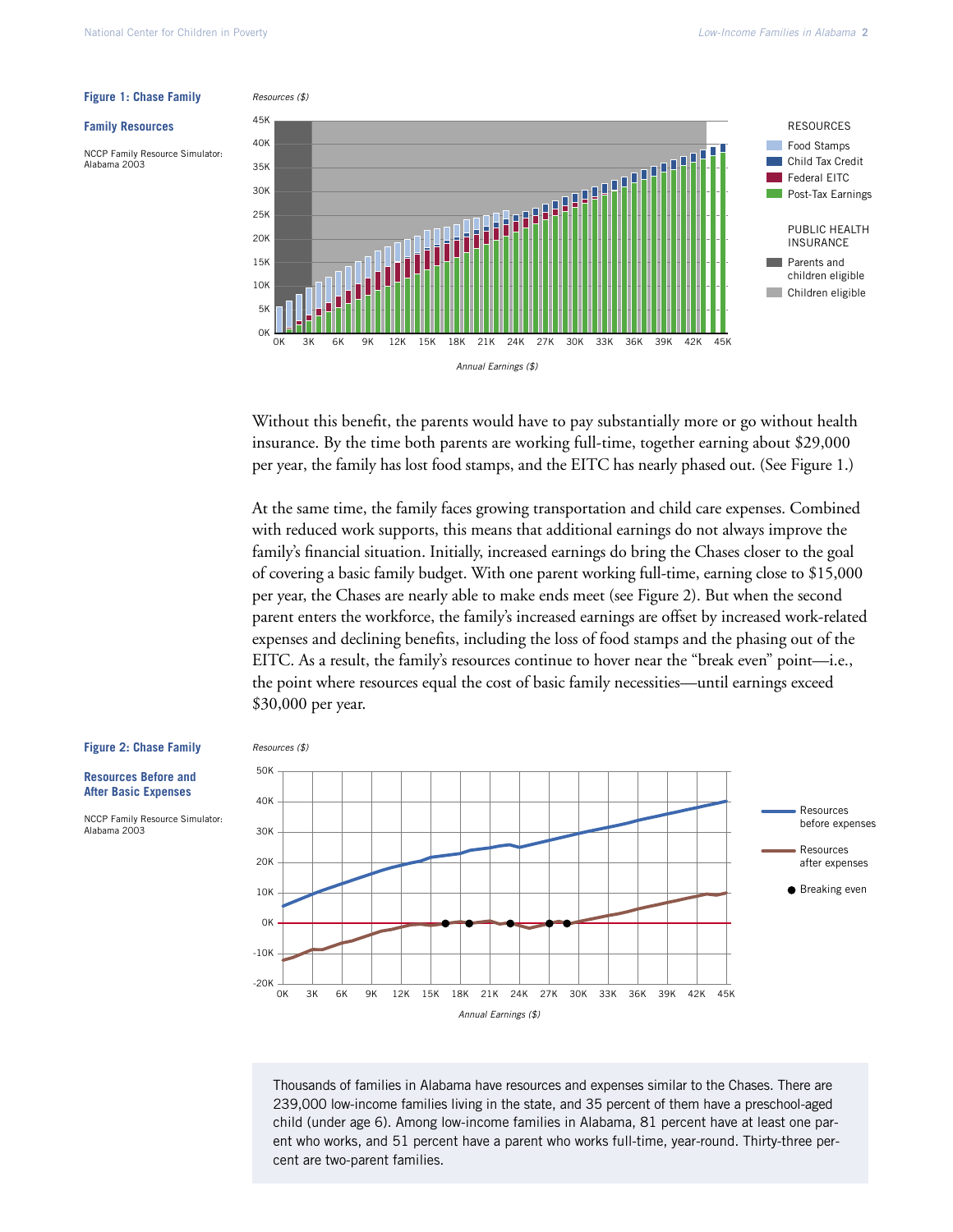**Figure 1: Chase Family**

**Family Resources**

NCCP Family Resource Simulator: Alabama 2003

Without this benefit, the parents would have to pay substantially more or go without health insurance. By the time both parents are working full-time, together earning about $29,000 per year, the family has lost food stamps, and the EITC has nearly phased out. (See Figure 1.)

At the same time, the family faces growing transportation and child care expenses. Combined with reduced work supports, this means that additional earnings do not always improve the family's financial situation. Initially, increased earnings do bring the Chases closer to the goal of covering a basic family budget. With one parent working full-time, earning close to $15,000 per year, the Chases are nearly able to make ends meet (see Figure 2). But when the second parent enters the workforce, the family's increased earnings are offset by increased work-related expenses and declining benefits, including the loss of food stamps and the phasing out of the EITC. As a result, the family's resources continue to hover near the "break even" point—i.e., the point where resources equal the cost of basic family necessities—until earnings exceed $30,000 per year.

**Figure 2: Chase Family**

**Resources Before and After Basic Expenses**

NCCP Family Resource Simulator: Alabama 2003

Thousands of families in Alabama have resources and expenses similar to the Chases. There are 239,000 low-income families living in the state, and 35 percent of them have a preschool-aged child (under age 6). Among low-income families in Alabama, 81 percent have at least one parent who works, and 51 percent have a parent who works full-time, year-round. Thirty-three percent are two-parent families.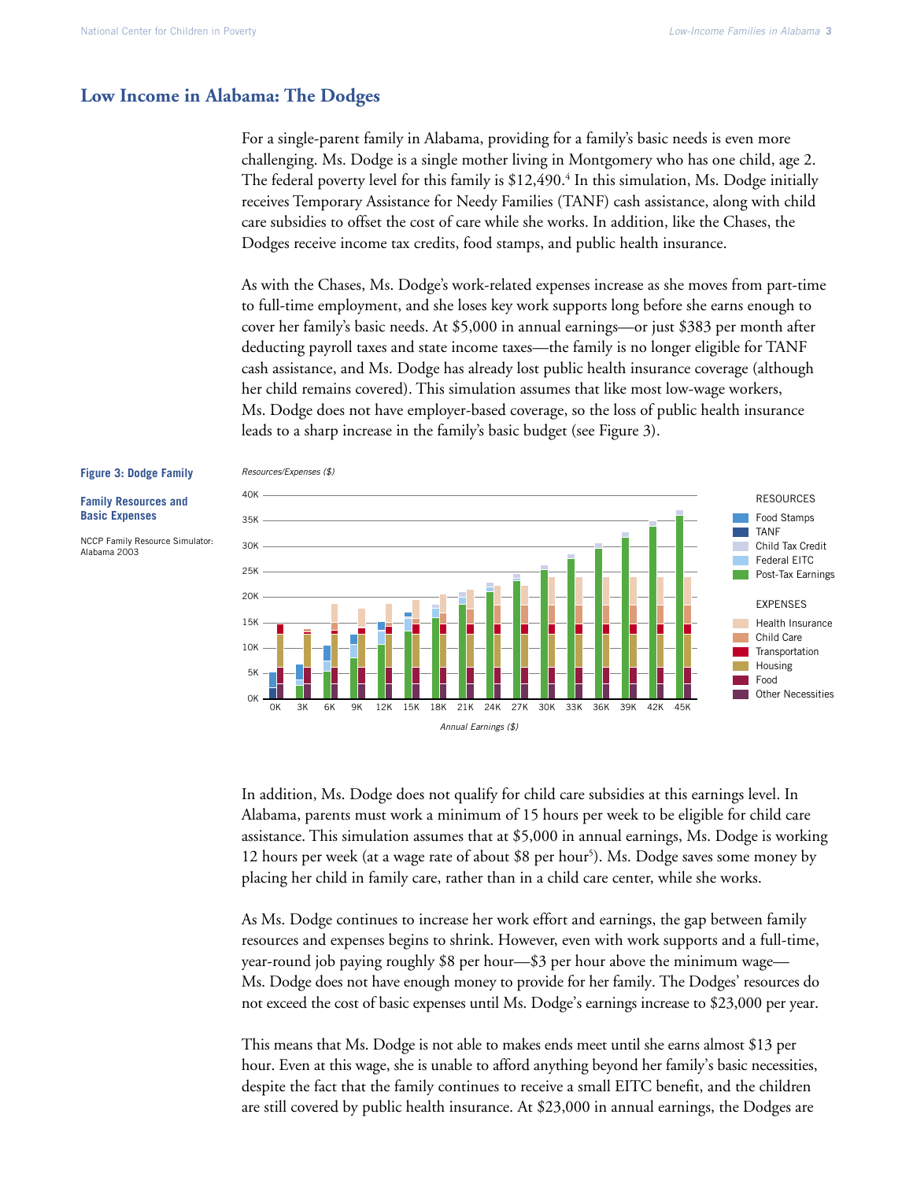## Low Income in Alabama: The Dodges

For a single-parent family in Alabama, providing for a family's basic needs is even more challenging. Ms. Dodge is a single mother living in Montgomery who has one child, age 2. The federal poverty level for this family is $12,490.[4] In this simulation, Ms. Dodge initially receives Temporary Assistance for Needy Families (TANF) cash assistance, along with child care subsidies to offset the cost of care while she works. In addition, like the Chases, the Dodges receive income tax credits, food stamps, and public health insurance.

As with the Chases, Ms. Dodge's work-related expenses increase as she moves from part-time to full-time employment, and she loses key work supports long before she earns enough to cover her family's basic needs. At $5,000 in annual earnings—or just $383 per month after deducting payroll taxes and state income taxes—the family is no longer eligible for TANF cash assistance, and Ms. Dodge has already lost public health insurance coverage (although her child remains covered). This simulation assumes that like most low-wage workers, Ms. Dodge does not have employer-based coverage, so the loss of public health insurance leads to a sharp increase in the family's basic budget (see Figure 3).

**Figure 3: Dodge Family**

**Family Resources and Basic Expenses**

NCCP Family Resource Simulator: Alabama 2003

*Resources/Expenses ($)*

RESOURCES: Food Stamps, TANF, Child Tax Credit, Federal EITC, Post-Tax Earnings

EXPENSES: Health Insurance, Child Care, Transportation, Housing, Food, Other Necessities

*Annual Earnings ($)*: 0K, 3K, 6K, 9K, 12K, 15K, 18K, 21K, 24K, 27K, 30K, 33K, 36K, 39K, 42K, 45K

In addition, Ms. Dodge does not qualify for child care subsidies at this earnings level. In Alabama, parents must work a minimum of 15 hours per week to be eligible for child care assistance. This simulation assumes that at $5,000 in annual earnings, Ms. Dodge is working 12 hours per week (at a wage rate of about $8 per hour[5]). Ms. Dodge saves some money by placing her child in family care, rather than in a child care center, while she works.

As Ms. Dodge continues to increase her work effort and earnings, the gap between family resources and expenses begins to shrink. However, even with work supports and a full-time, year-round job paying roughly $8 per hour—$3 per hour above the minimum wage—Ms. Dodge does not have enough money to provide for her family. The Dodges' resources do not exceed the cost of basic expenses until Ms. Dodge's earnings increase to $23,000 per year.

This means that Ms. Dodge is not able to makes ends meet until she earns almost $13 per hour. Even at this wage, she is unable to afford anything beyond her family's basic necessities, despite the fact that the family continues to receive a small EITC benefit, and the children are still covered by public health insurance. At $23,000 in annual earnings, the Dodges are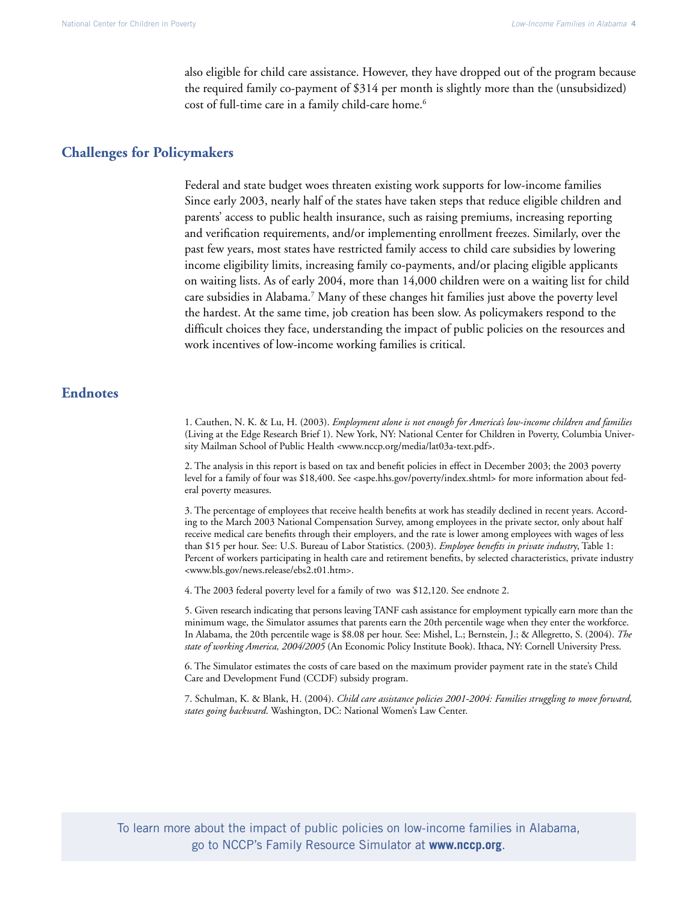also eligible for child care assistance. However, they have dropped out of the program because the required family co-payment of $314 per month is slightly more than the (unsubsidized) cost of full-time care in a family child-care home.[6]

## Challenges for Policymakers

Federal and state budget woes threaten existing work supports for low-income families Since early 2003, nearly half of the states have taken steps that reduce eligible children and parents' access to public health insurance, such as raising premiums, increasing reporting and verification requirements, and/or implementing enrollment freezes. Similarly, over the past few years, most states have restricted family access to child care subsidies by lowering income eligibility limits, increasing family co-payments, and/or placing eligible applicants on waiting lists. As of early 2004, more than 14,000 children were on a waiting list for child care subsidies in Alabama.[7] Many of these changes hit families just above the poverty level the hardest. At the same time, job creation has been slow. As policymakers respond to the difficult choices they face, understanding the impact of public policies on the resources and work incentives of low-income working families is critical.

## Endnotes

1. Cauthen, N. K. & Lu, H. (2003). *Employment alone is not enough for America's low-income children and families* (Living at the Edge Research Brief 1). New York, NY: National Center for Children in Poverty, Columbia University Mailman School of Public Health <www.nccp.org/media/lat03a-text.pdf>.

2. The analysis in this report is based on tax and benefit policies in effect in December 2003; the 2003 poverty level for a family of four was $18,400. See <aspe.hhs.gov/poverty/index.shtml> for more information about federal poverty measures.

3. The percentage of employees that receive health benefits at work has steadily declined in recent years. According to the March 2003 National Compensation Survey, among employees in the private sector, only about half receive medical care benefits through their employers, and the rate is lower among employees with wages of less than $15 per hour. See: U.S. Bureau of Labor Statistics. (2003). *Employee benefits in private industry*, Table 1: Percent of workers participating in health care and retirement benefits, by selected characteristics, private industry <www.bls.gov/news.release/ebs2.t01.htm>.

4. The 2003 federal poverty level for a family of two was $12,120. See endnote 2.

5. Given research indicating that persons leaving TANF cash assistance for employment typically earn more than the minimum wage, the Simulator assumes that parents earn the 20th percentile wage when they enter the workforce. In Alabama, the 20th percentile wage is $8.08 per hour. See: Mishel, L.; Bernstein, J.; & Allegretto, S. (2004). *The state of working America, 2004/2005* (An Economic Policy Institute Book). Ithaca, NY: Cornell University Press.

6. The Simulator estimates the costs of care based on the maximum provider payment rate in the state's Child Care and Development Fund (CCDF) subsidy program.

7. Schulman, K. & Blank, H. (2004). *Child care assistance policies 2001-2004: Families struggling to move forward, states going backward*. Washington, DC: National Women's Law Center.

To learn more about the impact of public policies on low-income families in Alabama, go to NCCP's Family Resource Simulator at **www.nccp.org**.